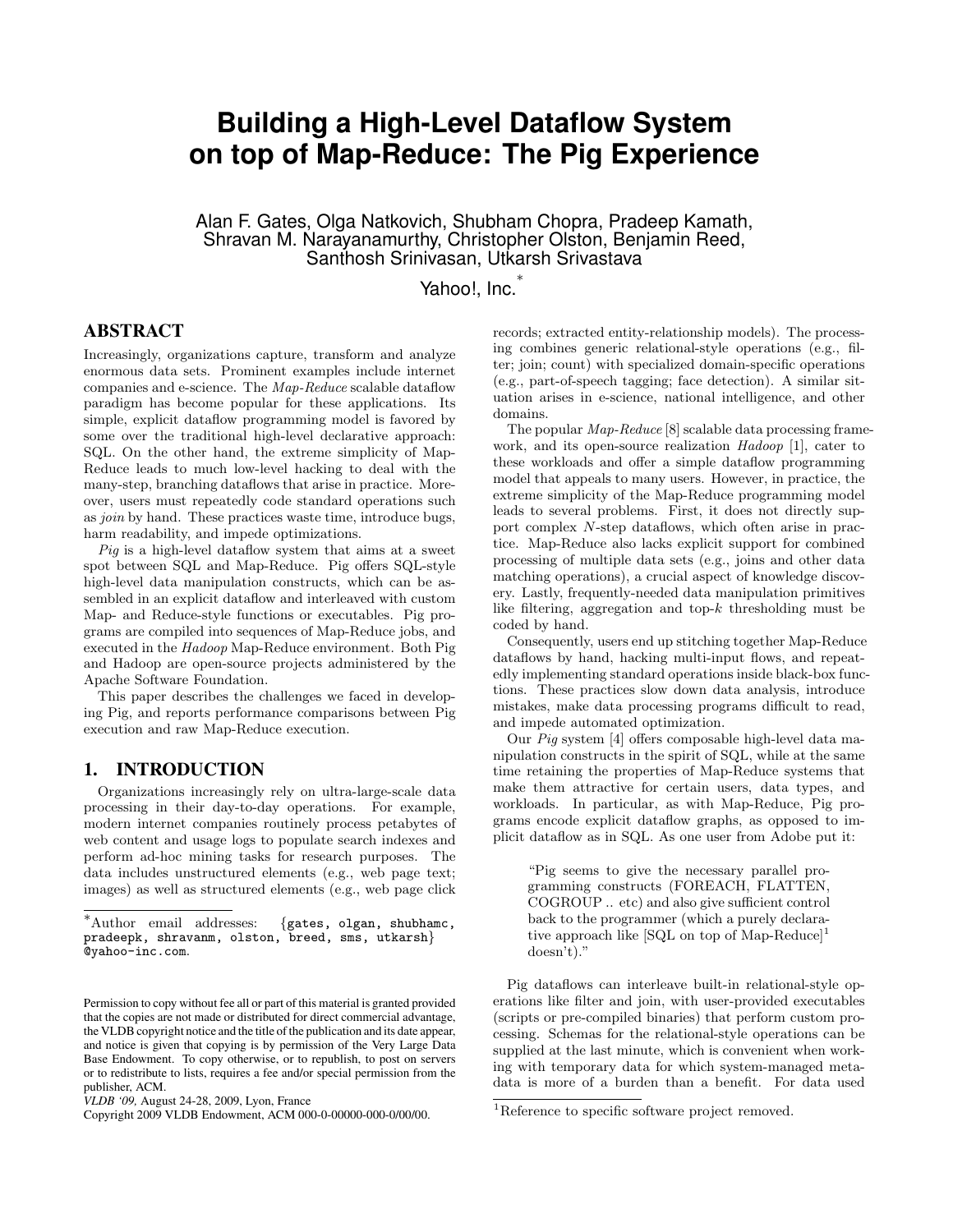# Building a High-Level Dataflow System on top of Map-Reduce: The Pig Experience

Alan F. Gates, Olga Natkovich, Shubham Chopra, Pradeep Kamath, Shravan M. Narayanamurthy, Christopher Olston, Benjamin Reed, Santhosh Srinivasan, Utkarsh Srivastava

Yahoo!, Inc.[*]

## ABSTRACT

Increasingly, organizations capture, transform and analyze enormous data sets. Prominent examples include internet companies and e-science. The *Map-Reduce* scalable dataflow paradigm has become popular for these applications. Its simple, explicit dataflow programming model is favored by some over the traditional high-level declarative approach: SQL. On the other hand, the extreme simplicity of Map-Reduce leads to much low-level hacking to deal with the many-step, branching dataflows that arise in practice. Moreover, users must repeatedly code standard operations such as *join* by hand. These practices waste time, introduce bugs, harm readability, and impede optimizations.

*Pig* is a high-level dataflow system that aims at a sweet spot between SQL and Map-Reduce. Pig offers SQL-style high-level data manipulation constructs, which can be assembled in an explicit dataflow and interleaved with custom Map- and Reduce-style functions or executables. Pig programs are compiled into sequences of Map-Reduce jobs, and executed in the *Hadoop* Map-Reduce environment. Both Pig and Hadoop are open-source projects administered by the Apache Software Foundation.

This paper describes the challenges we faced in developing Pig, and reports performance comparisons between Pig execution and raw Map-Reduce execution.

## 1. INTRODUCTION

Organizations increasingly rely on ultra-large-scale data processing in their day-to-day operations. For example, modern internet companies routinely process petabytes of web content and usage logs to populate search indexes and perform ad-hoc mining tasks for research purposes. The data includes unstructured elements (e.g., web page text; images) as well as structured elements (e.g., web page click records; extracted entity-relationship models). The processing combines generic relational-style operations (e.g., filter; join; count) with specialized domain-specific operations (e.g., part-of-speech tagging; face detection). A similar situation arises in e-science, national intelligence, and other domains.

The popular *Map-Reduce* [8] scalable data processing framework, and its open-source realization *Hadoop* [1], cater to these workloads and offer a simple dataflow programming model that appeals to many users. However, in practice, the extreme simplicity of the Map-Reduce programming model leads to several problems. First, it does not directly support complex $N$-step dataflows, which often arise in practice. Map-Reduce also lacks explicit support for combined processing of multiple data sets (e.g., joins and other data matching operations), a crucial aspect of knowledge discovery. Lastly, frequently-needed data manipulation primitives like filtering, aggregation and top-$k$ thresholding must be coded by hand.

Consequently, users end up stitching together Map-Reduce dataflows by hand, hacking multi-input flows, and repeatedly implementing standard operations inside black-box functions. These practices slow down data analysis, introduce mistakes, make data processing programs difficult to read, and impede automated optimization.

Our *Pig* system [4] offers composable high-level data manipulation constructs in the spirit of SQL, while at the same time retaining the properties of Map-Reduce systems that make them attractive for certain users, data types, and workloads. In particular, as with Map-Reduce, Pig programs encode explicit dataflow graphs, as opposed to implicit dataflow as in SQL. As one user from Adobe put it:

> "Pig seems to give the necessary parallel programming constructs (FOREACH, FLATTEN, COGROUP .. etc) and also give sufficient control back to the programmer (which a purely declarative approach like [SQL on top of Map-Reduce][1] doesn't)."

Pig dataflows can interleave built-in relational-style operations like filter and join, with user-provided executables (scripts or pre-compiled binaries) that perform custom processing. Schemas for the relational-style operations can be supplied at the last minute, which is convenient when working with temporary data for which system-managed metadata is more of a burden than a benefit. For data used

[*]Author email addresses: {gates, olgan, shubhamc, pradeepk, shravanm, olston, breed, sms, utkarsh} @yahoo-inc.com.

Permission to copy without fee all or part of this material is granted provided that the copies are not made or distributed for direct commercial advantage, the VLDB copyright notice and the title of the publication and its date appear, and notice is given that copying is by permission of the Very Large Data Base Endowment. To copy otherwise, or to republish, to post on servers or to redistribute to lists, requires a fee and/or special permission from the publisher, ACM.
*VLDB '09*, August 24-28, 2009, Lyon, France
Copyright 2009 VLDB Endowment, ACM 000-0-00000-000-0/00/00.

[1]Reference to specific software project removed.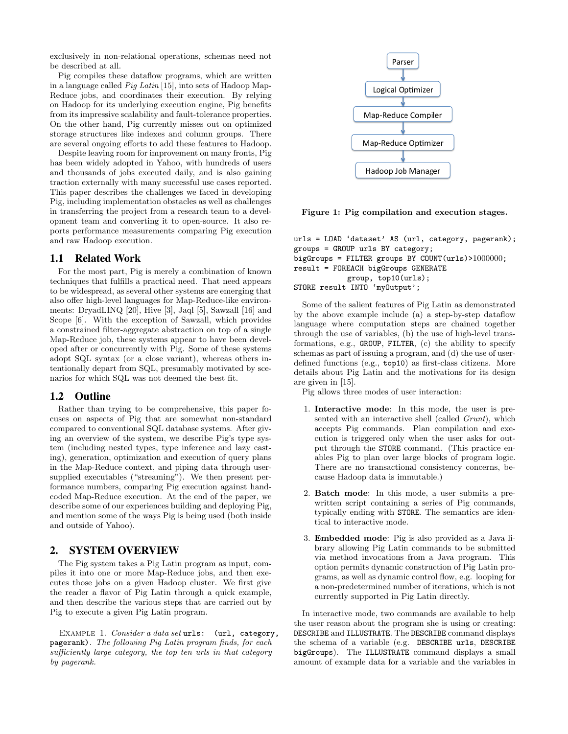exclusively in non-relational operations, schemas need not be described at all.

Pig compiles these dataflow programs, which are written in a language called *Pig Latin* [15], into sets of Hadoop Map-Reduce jobs, and coordinates their execution. By relying on Hadoop for its underlying execution engine, Pig benefits from its impressive scalability and fault-tolerance properties. On the other hand, Pig currently misses out on optimized storage structures like indexes and column groups. There are several ongoing efforts to add these features to Hadoop.

Despite leaving room for improvement on many fronts, Pig has been widely adopted in Yahoo, with hundreds of users and thousands of jobs executed daily, and is also gaining traction externally with many successful use cases reported. This paper describes the challenges we faced in developing Pig, including implementation obstacles as well as challenges in transferring the project from a research team to a development team and converting it to open-source. It also reports performance measurements comparing Pig execution and raw Hadoop execution.

### 1.1 Related Work

For the most part, Pig is merely a combination of known techniques that fulfills a practical need. That need appears to be widespread, as several other systems are emerging that also offer high-level languages for Map-Reduce-like environments: DryadLINQ [20], Hive [3], Jaql [5], Sawzall [16] and Scope [6]. With the exception of Sawzall, which provides a constrained filter-aggregate abstraction on top of a single Map-Reduce job, these systems appear to have been developed after or concurrently with Pig. Some of these systems adopt SQL syntax (or a close variant), whereas others intentionally depart from SQL, presumably motivated by scenarios for which SQL was not deemed the best fit.

### 1.2 Outline

Rather than trying to be comprehensive, this paper focuses on aspects of Pig that are somewhat non-standard compared to conventional SQL database systems. After giving an overview of the system, we describe Pig's type system (including nested types, type inference and lazy casting), generation, optimization and execution of query plans in the Map-Reduce context, and piping data through user-supplied executables ("streaming"). We then present performance numbers, comparing Pig execution against hand-coded Map-Reduce execution. At the end of the paper, we describe some of our experiences building and deploying Pig, and mention some of the ways Pig is being used (both inside and outside of Yahoo).

## 2. SYSTEM OVERVIEW

The Pig system takes a Pig Latin program as input, compiles it into one or more Map-Reduce jobs, and then executes those jobs on a given Hadoop cluster. We first give the reader a flavor of Pig Latin through a quick example, and then describe the various steps that are carried out by Pig to execute a given Pig Latin program.

Example 1. *Consider a data set* `urls: (url, category, pagerank)`*. The following Pig Latin program finds, for each sufficiently large category, the top ten urls in that category by pagerank.*

Parser → Logical Optimizer → Map-Reduce Compiler → Map-Reduce Optimizer → Hadoop Job Manager

**Figure 1: Pig compilation and execution stages.**

```
urls = LOAD 'dataset' AS (url, category, pagerank);
groups = GROUP urls BY category;
bigGroups = FILTER groups BY COUNT(urls)>1000000;
result = FOREACH bigGroups GENERATE
           group, top10(urls);
STORE result INTO 'myOutput';
```

Some of the salient features of Pig Latin as demonstrated by the above example include (a) a step-by-step dataflow language where computation steps are chained together through the use of variables, (b) the use of high-level transformations, e.g., `GROUP`, `FILTER`, (c) the ability to specify schemas as part of issuing a program, and (d) the use of user-defined functions (e.g., `top10`) as first-class citizens. More details about Pig Latin and the motivations for its design are given in [15].

Pig allows three modes of user interaction:

1. **Interactive mode**: In this mode, the user is presented with an interactive shell (called *Grunt*), which accepts Pig commands. Plan compilation and execution is triggered only when the user asks for output through the `STORE` command. (This practice enables Pig to plan over large blocks of program logic. There are no transactional consistency concerns, because Hadoop data is immutable.)

2. **Batch mode**: In this mode, a user submits a prewritten script containing a series of Pig commands, typically ending with `STORE`. The semantics are identical to interactive mode.

3. **Embedded mode**: Pig is also provided as a Java library allowing Pig Latin commands to be submitted via method invocations from a Java program. This option permits dynamic construction of Pig Latin programs, as well as dynamic control flow, e.g. looping for a non-predetermined number of iterations, which is not currently supported in Pig Latin directly.

In interactive mode, two commands are available to help the user reason about the program she is using or creating: `DESCRIBE` and `ILLUSTRATE`. The `DESCRIBE` command displays the schema of a variable (e.g. `DESCRIBE urls`, `DESCRIBE bigGroups`). The `ILLUSTRATE` command displays a small amount of example data for a variable and the variables in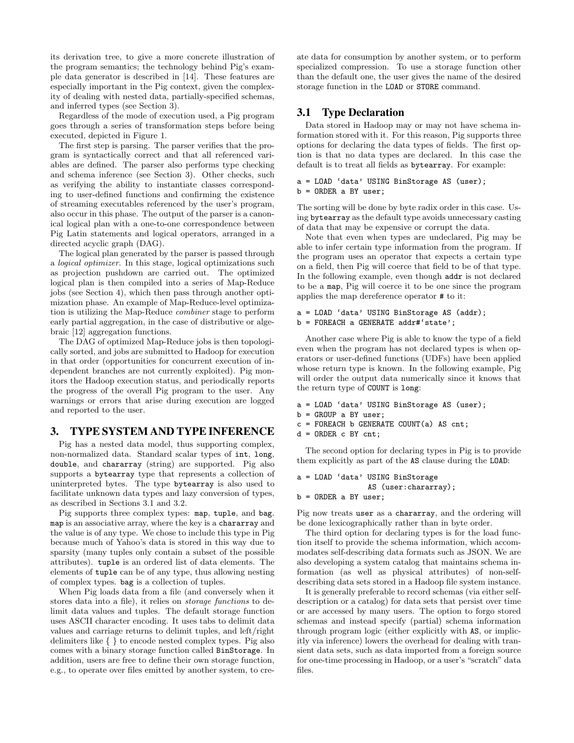its derivation tree, to give a more concrete illustration of the program semantics; the technology behind Pig's example data generator is described in [14]. These features are especially important in the Pig context, given the complexity of dealing with nested data, partially-specified schemas, and inferred types (see Section 3).

Regardless of the mode of execution used, a Pig program goes through a series of transformation steps before being executed, depicted in Figure 1.

The first step is parsing. The parser verifies that the program is syntactically correct and that all referenced variables are defined. The parser also performs type checking and schema inference (see Section 3). Other checks, such as verifying the ability to instantiate classes corresponding to user-defined functions and confirming the existence of streaming executables referenced by the user's program, also occur in this phase. The output of the parser is a canonical logical plan with a one-to-one correspondence between Pig Latin statements and logical operators, arranged in a directed acyclic graph (DAG).

The logical plan generated by the parser is passed through a *logical optimizer*. In this stage, logical optimizations such as projection pushdown are carried out. The optimized logical plan is then compiled into a series of Map-Reduce jobs (see Section 4), which then pass through another optimization phase. An example of Map-Reduce-level optimization is utilizing the Map-Reduce *combiner* stage to perform early partial aggregation, in the case of distributive or algebraic [12] aggregation functions.

The DAG of optimized Map-Reduce jobs is then topologically sorted, and jobs are submitted to Hadoop for execution in that order (opportunities for concurrent execution of independent branches are not currently exploited). Pig monitors the Hadoop execution status, and periodically reports the progress of the overall Pig program to the user. Any warnings or errors that arise during execution are logged and reported to the user.

# 3. TYPE SYSTEM AND TYPE INFERENCE

Pig has a nested data model, thus supporting complex, non-normalized data. Standard scalar types of `int`, `long`, `double`, and `chararray` (string) are supported. Pig also supports a `bytearray` type that represents a collection of uninterpreted bytes. The type `bytearray` is also used to facilitate unknown data types and lazy conversion of types, as described in Sections 3.1 and 3.2.

Pig supports three complex types: `map`, `tuple`, and `bag`. `map` is an associative array, where the key is a `chararray` and the value is of any type. We chose to include this type in Pig because much of Yahoo's data is stored in this way due to sparsity (many tuples only contain a subset of the possible attributes). `tuple` is an ordered list of data elements. The elements of `tuple` can be of any type, thus allowing nesting of complex types. `bag` is a collection of tuples.

When Pig loads data from a file (and conversely when it stores data into a file), it relies on *storage functions* to delimit data values and tuples. The default storage function uses ASCII character encoding. It uses tabs to delimit data values and carriage returns to delimit tuples, and left/right delimiters like { } to encode nested complex types. Pig also comes with a binary storage function called `BinStorage`. In addition, users are free to define their own storage function, e.g., to operate over files emitted by another system, to create data for consumption by another system, or to perform specialized compression. To use a storage function other than the default one, the user gives the name of the desired storage function in the `LOAD` or `STORE` command.

## 3.1 Type Declaration

Data stored in Hadoop may or may not have schema information stored with it. For this reason, Pig supports three options for declaring the data types of fields. The first option is that no data types are declared. In this case the default is to treat all fields as `bytearray`. For example:

```
a = LOAD 'data' USING BinStorage AS (user);
b = ORDER a BY user;
```

The sorting will be done by byte radix order in this case. Using `bytearray` as the default type avoids unnecessary casting of data that may be expensive or corrupt the data.

Note that even when types are undeclared, Pig may be able to infer certain type information from the program. If the program uses an operator that expects a certain type on a field, then Pig will coerce that field to be of that type. In the following example, even though `addr` is not declared to be a `map`, Pig will coerce it to be one since the program applies the map dereference operator `#` to it:

```
a = LOAD 'data' USING BinStorage AS (addr);
b = FOREACH a GENERATE addr#'state';
```

Another case where Pig is able to know the type of a field even when the program has not declared types is when operators or user-defined functions (UDFs) have been applied whose return type is known. In the following example, Pig will order the output data numerically since it knows that the return type of `COUNT` is `long`:

```
a = LOAD 'data' USING BinStorage AS (user);
b = GROUP a BY user;
c = FOREACH b GENERATE COUNT(a) AS cnt;
d = ORDER c BY cnt;
```

The second option for declaring types in Pig is to provide them explicitly as part of the `AS` clause during the `LOAD`:

```
a = LOAD 'data' USING BinStorage
              AS (user:chararray);
b = ORDER a BY user;
```

Pig now treats `user` as a `chararray`, and the ordering will be done lexicographically rather than in byte order.

The third option for declaring types is for the load function itself to provide the schema information, which accommodates self-describing data formats such as JSON. We are also developing a system catalog that maintains schema information (as well as physical attributes) of non-self-describing data sets stored in a Hadoop file system instance.

It is generally preferable to record schemas (via either self-description or a catalog) for data sets that persist over time or are accessed by many users. The option to forgo stored schemas and instead specify (partial) schema information through program logic (either explicitly with `AS`, or implicitly via inference) lowers the overhead for dealing with transient data sets, such as data imported from a foreign source for one-time processing in Hadoop, or a user's "scratch" data files.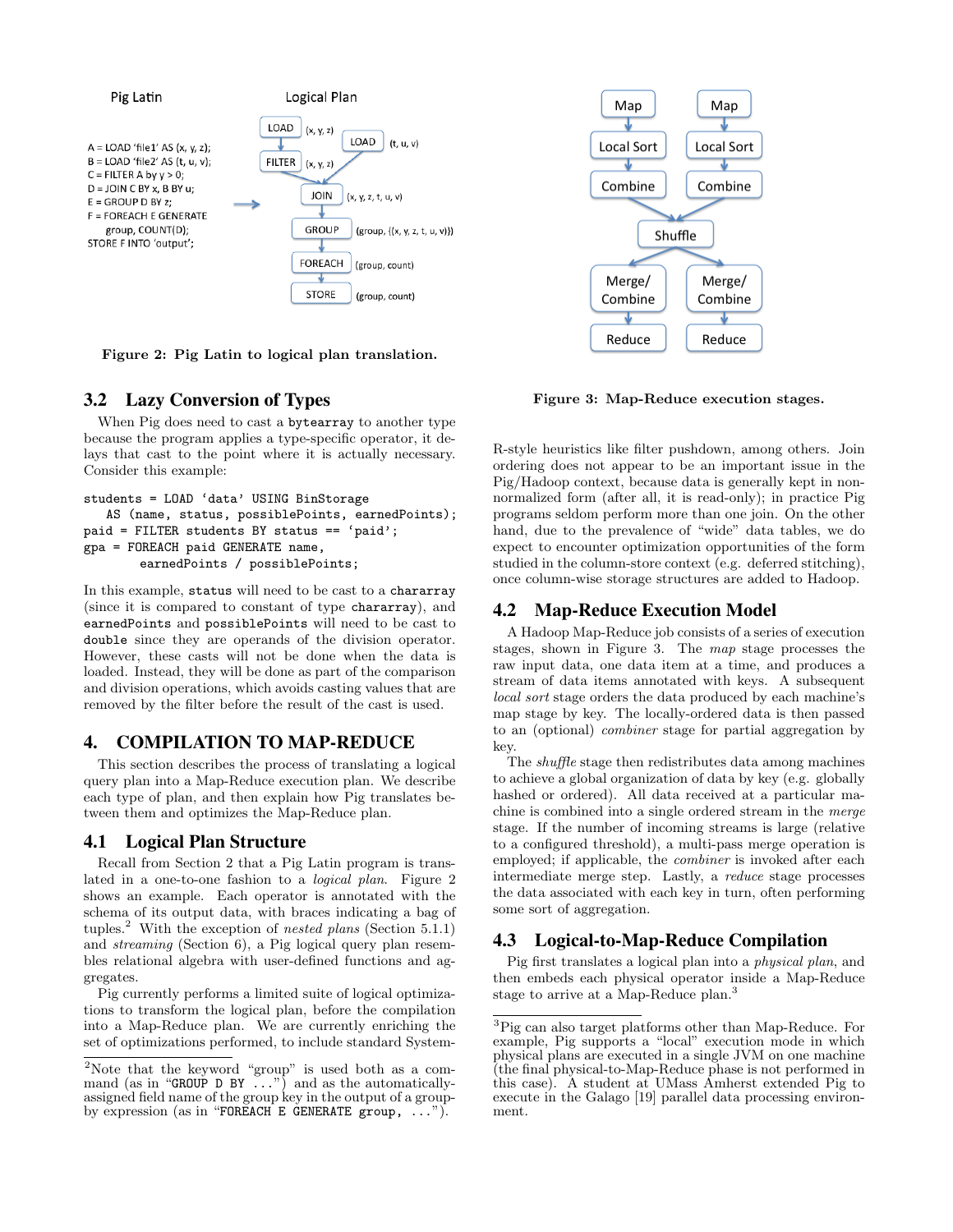Pig Latin

```
A = LOAD 'file1' AS (x, y, z);
B = LOAD 'file2' AS (t, u, v);
C = FILTER A by y > 0;
D = JOIN C BY x, B BY u;
E = GROUP D BY z;
F = FOREACH E GENERATE
    group, COUNT(D);
STORE F INTO 'output';
```

Logical Plan

LOAD (x, y, z) → FILTER (x, y, z); LOAD (t, u, v); → JOIN (x, y, z, t, u, v) → GROUP (group, {(x, y, z, t, u, v)}) → FOREACH (group, count) → STORE (group, count)

**Figure 2: Pig Latin to logical plan translation.**

Map → Local Sort → Combine (×2) → Shuffle → Merge/Combine → Reduce (×2)

**Figure 3: Map-Reduce execution stages.**

## 3.2 Lazy Conversion of Types

When Pig does need to cast a `bytearray` to another type because the program applies a type-specific operator, it delays that cast to the point where it is actually necessary. Consider this example:

```
students = LOAD 'data' USING BinStorage
   AS (name, status, possiblePoints, earnedPoints);
paid = FILTER students BY status == 'paid';
gpa = FOREACH paid GENERATE name,
        earnedPoints / possiblePoints;
```

In this example, `status` will need to be cast to a `chararray` (since it is compared to constant of type `chararray`), and `earnedPoints` and `possiblePoints` will need to be cast to `double` since they are operands of the division operator. However, these casts will not be done when the data is loaded. Instead, they will be done as part of the comparison and division operations, which avoids casting values that are removed by the filter before the result of the cast is used.

# 4. COMPILATION TO MAP-REDUCE

This section describes the process of translating a logical query plan into a Map-Reduce execution plan. We describe each type of plan, and then explain how Pig translates between them and optimizes the Map-Reduce plan.

## 4.1 Logical Plan Structure

Recall from Section 2 that a Pig Latin program is translated in a one-to-one fashion to a *logical plan*. Figure 2 shows an example. Each operator is annotated with the schema of its output data, with braces indicating a bag of tuples.[2] With the exception of *nested plans* (Section 5.1.1) and *streaming* (Section 6), a Pig logical query plan resembles relational algebra with user-defined functions and aggregates.

Pig currently performs a limited suite of logical optimizations to transform the logical plan, before the compilation into a Map-Reduce plan. We are currently enriching the set of optimizations performed, to include standard System-R-style heuristics like filter pushdown, among others. Join ordering does not appear to be an important issue in the Pig/Hadoop context, because data is generally kept in non-normalized form (after all, it is read-only); in practice Pig programs seldom perform more than one join. On the other hand, due to the prevalence of "wide" data tables, we do expect to encounter optimization opportunities of the form studied in the column-store context (e.g. deferred stitching), once column-wise storage structures are added to Hadoop.

## 4.2 Map-Reduce Execution Model

A Hadoop Map-Reduce job consists of a series of execution stages, shown in Figure 3. The *map* stage processes the raw input data, one data item at a time, and produces a stream of data items annotated with keys. A subsequent *local sort* stage orders the data produced by each machine's map stage by key. The locally-ordered data is then passed to an (optional) *combiner* stage for partial aggregation by key.

The *shuffle* stage then redistributes data among machines to achieve a global organization of data by key (e.g. globally hashed or ordered). All data received at a particular machine is combined into a single ordered stream in the *merge* stage. If the number of incoming streams is large (relative to a configured threshold), a multi-pass merge operation is employed; if applicable, the *combiner* is invoked after each intermediate merge step. Lastly, a *reduce* stage processes the data associated with each key in turn, often performing some sort of aggregation.

## 4.3 Logical-to-Map-Reduce Compilation

Pig first translates a logical plan into a *physical plan*, and then embeds each physical operator inside a Map-Reduce stage to arrive at a Map-Reduce plan.[3]

---

[2] Note that the keyword "group" is used both as a command (as in "`GROUP D BY ...`") and as the automatically-assigned field name of the group key in the output of a group-by expression (as in "`FOREACH E GENERATE group, ...`").

[3] Pig can also target platforms other than Map-Reduce. For example, Pig supports a "local" execution mode in which physical plans are executed in a single JVM on one machine (the final physical-to-Map-Reduce phase is not performed in this case). A student at UMass Amherst extended Pig to execute in the Galago [19] parallel data processing environment.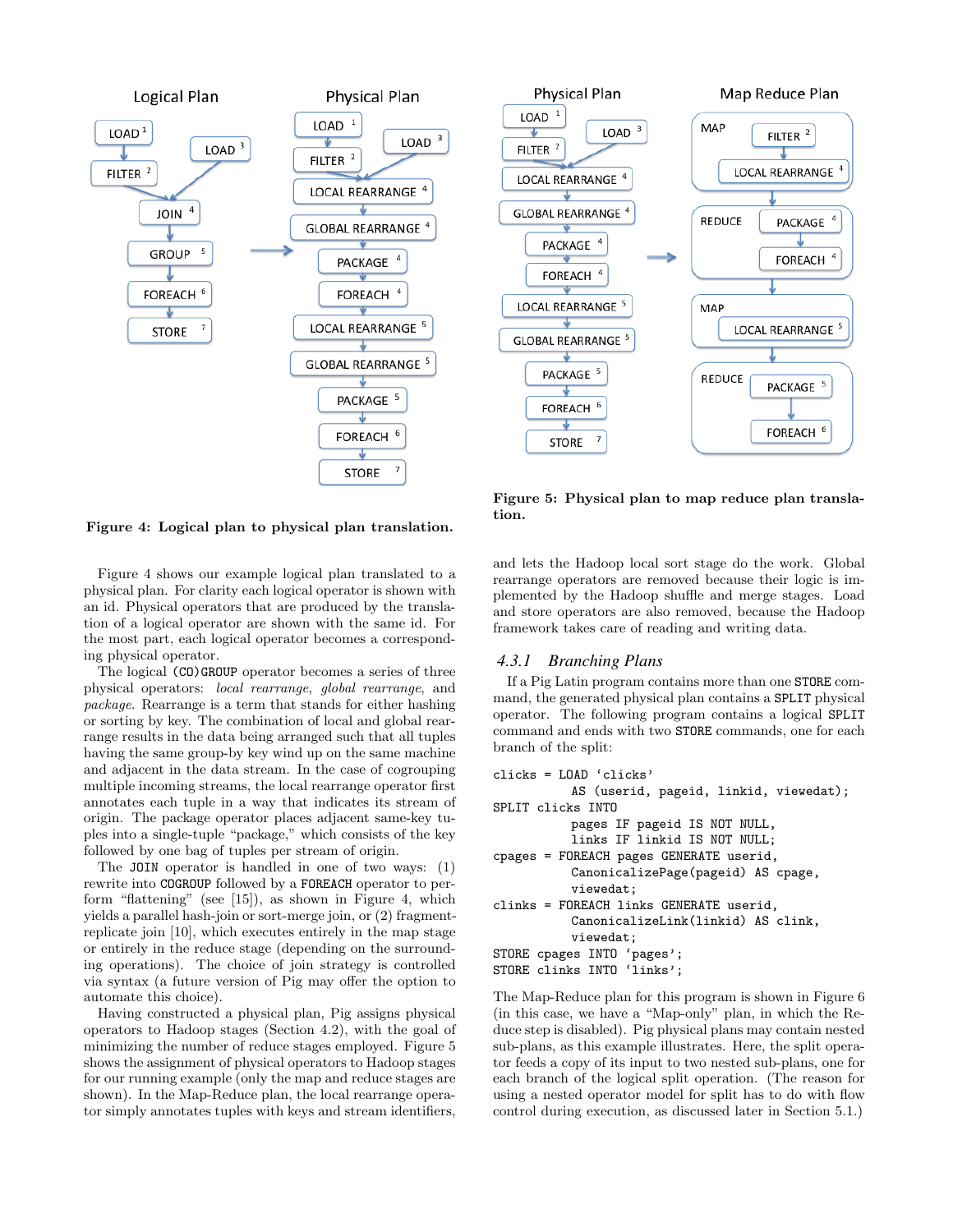Figure 4: Logical plan to physical plan translation.

Figure 5: Physical plan to map reduce plan translation.

Figure 4 shows our example logical plan translated to a physical plan. For clarity each logical operator is shown with an id. Physical operators that are produced by the translation of a logical operator are shown with the same id. For the most part, each logical operator becomes a corresponding physical operator.

The logical `(CO)GROUP` operator becomes a series of three physical operators: *local rearrange*, *global rearrange*, and *package*. Rearrange is a term that stands for either hashing or sorting by key. The combination of local and global rearrange results in the data being arranged such that all tuples having the same group-by key wind up on the same machine and adjacent in the data stream. In the case of cogrouping multiple incoming streams, the local rearrange operator first annotates each tuple in a way that indicates its stream of origin. The package operator places adjacent same-key tuples into a single-tuple "package," which consists of the key followed by one bag of tuples per stream of origin.

The `JOIN` operator is handled in one of two ways: (1) rewrite into `COGROUP` followed by a `FOREACH` operator to perform "flattening" (see [15]), as shown in Figure 4, which yields a parallel hash-join or sort-merge join, or (2) fragment-replicate join [10], which executes entirely in the map stage or entirely in the reduce stage (depending on the surrounding operations). The choice of join strategy is controlled via syntax (a future version of Pig may offer the option to automate this choice).

Having constructed a physical plan, Pig assigns physical operators to Hadoop stages (Section 4.2), with the goal of minimizing the number of reduce stages employed. Figure 5 shows the assignment of physical operators to Hadoop stages for our running example (only the map and reduce stages are shown). In the Map-Reduce plan, the local rearrange operator simply annotates tuples with keys and stream identifiers, and lets the Hadoop local sort stage do the work. Global rearrange operators are removed because their logic is implemented by the Hadoop shuffle and merge stages. Load and store operators are also removed, because the Hadoop framework takes care of reading and writing data.

### 4.3.1 Branching Plans

If a Pig Latin program contains more than one `STORE` command, the generated physical plan contains a `SPLIT` physical operator. The following program contains a logical `SPLIT` command and ends with two `STORE` commands, one for each branch of the split:

```
clicks = LOAD 'clicks'
            AS (userid, pageid, linkid, viewedat);
SPLIT clicks INTO
            pages IF pageid IS NOT NULL,
            links IF linkid IS NOT NULL;
cpages = FOREACH pages GENERATE userid,
            CanonicalizePage(pageid) AS cpage,
            viewedat;
clinks = FOREACH links GENERATE userid,
            CanonicalizeLink(linkid) AS clink,
            viewedat;
STORE cpages INTO 'pages';
STORE clinks INTO 'links';
```

The Map-Reduce plan for this program is shown in Figure 6 (in this case, we have a "Map-only" plan, in which the Reduce step is disabled). Pig physical plans may contain nested sub-plans, as this example illustrates. Here, the split operator feeds a copy of its input to two nested sub-plans, one for each branch of the logical split operation. (The reason for using a nested operator model for split has to do with flow control during execution, as discussed later in Section 5.1.)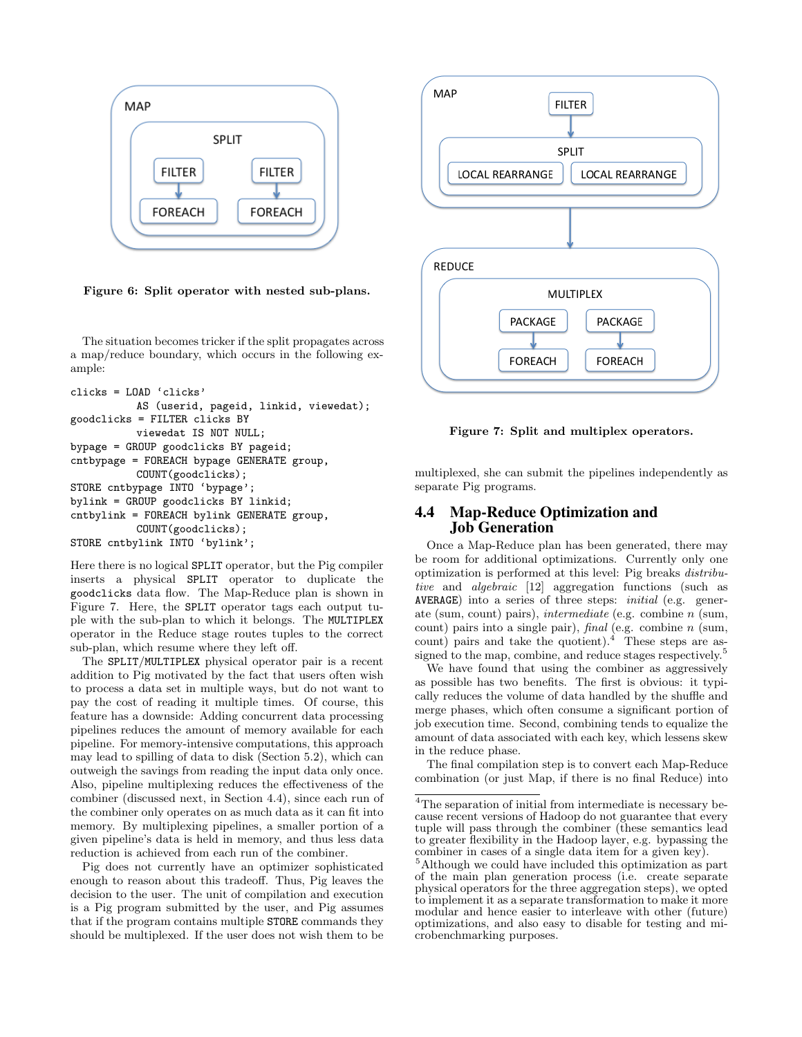MAP

SPLIT

FILTER

FILTER

FOREACH

FOREACH

**Figure 6: Split operator with nested sub-plans.**

The situation becomes tricker if the split propagates across a map/reduce boundary, which occurs in the following example:

```
clicks = LOAD 'clicks'
           AS (userid, pageid, linkid, viewedat);
goodclicks = FILTER clicks BY
           viewedat IS NOT NULL;
bypage = GROUP goodclicks BY pageid;
cntbypage = FOREACH bypage GENERATE group,
           COUNT(goodclicks);
STORE cntbypage INTO 'bypage';
bylink = GROUP goodclicks BY linkid;
cntbylink = FOREACH bylink GENERATE group,
           COUNT(goodclicks);
STORE cntbylink INTO 'bylink';
```

Here there is no logical `SPLIT` operator, but the Pig compiler inserts a physical `SPLIT` operator to duplicate the `goodclicks` data flow. The Map-Reduce plan is shown in Figure 7. Here, the `SPLIT` operator tags each output tuple with the sub-plan to which it belongs. The `MULTIPLEX` operator in the Reduce stage routes tuples to the correct sub-plan, which resume where they left off.

The `SPLIT`/`MULTIPLEX` physical operator pair is a recent addition to Pig motivated by the fact that users often wish to process a data set in multiple ways, but do not want to pay the cost of reading it multiple times. Of course, this feature has a downside: Adding concurrent data processing pipelines reduces the amount of memory available for each pipeline. For memory-intensive computations, this approach may lead to spilling of data to disk (Section 5.2), which can outweigh the savings from reading the input data only once. Also, pipeline multiplexing reduces the effectiveness of the combiner (discussed next, in Section 4.4), since each run of the combiner only operates on as much data as it can fit into memory. By multiplexing pipelines, a smaller portion of a given pipeline's data is held in memory, and thus less data reduction is achieved from each run of the combiner.

Pig does not currently have an optimizer sophisticated enough to reason about this tradeoff. Thus, Pig leaves the decision to the user. The unit of compilation and execution is a Pig program submitted by the user, and Pig assumes that if the program contains multiple `STORE` commands they should be multiplexed. If the user does not wish them to be

MAP

FILTER

SPLIT

LOCAL REARRANGE

LOCAL REARRANGE

REDUCE

MULTIPLEX

PACKAGE

PACKAGE

FOREACH

FOREACH

**Figure 7: Split and multiplex operators.**

multiplexed, she can submit the pipelines independently as separate Pig programs.

## 4.4 Map-Reduce Optimization and Job Generation

Once a Map-Reduce plan has been generated, there may be room for additional optimizations. Currently only one optimization is performed at this level: Pig breaks *distributive* and *algebraic* [12] aggregation functions (such as `AVERAGE`) into a series of three steps: *initial* (e.g. generate (sum, count) pairs), *intermediate* (e.g. combine $n$ (sum, count) pairs into a single pair), *final* (e.g. combine $n$ (sum, count) pairs and take the quotient).[4] These steps are assigned to the map, combine, and reduce stages respectively.[5]

We have found that using the combiner as aggressively as possible has two benefits. The first is obvious: it typically reduces the volume of data handled by the shuffle and merge phases, which often consume a significant portion of job execution time. Second, combining tends to equalize the amount of data associated with each key, which lessens skew in the reduce phase.

The final compilation step is to convert each Map-Reduce combination (or just Map, if there is no final Reduce) into

[4]The separation of initial from intermediate is necessary because recent versions of Hadoop do not guarantee that every tuple will pass through the combiner (these semantics lead to greater flexibility in the Hadoop layer, e.g. bypassing the combiner in cases of a single data item for a given key).

[5]Although we could have included this optimization as part of the main plan generation process (i.e. create separate physical operators for the three aggregation steps), we opted to implement it as a separate transformation to make it more modular and hence easier to interleave with other (future) optimizations, and also easy to disable for testing and microbenchmarking purposes.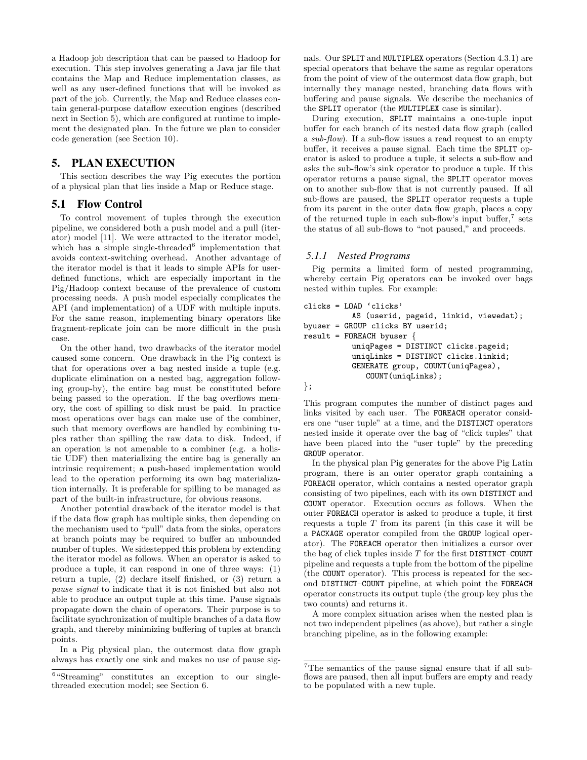a Hadoop job description that can be passed to Hadoop for execution. This step involves generating a Java jar file that contains the Map and Reduce implementation classes, as well as any user-defined functions that will be invoked as part of the job. Currently, the Map and Reduce classes contain general-purpose dataflow execution engines (described next in Section 5), which are configured at runtime to implement the designated plan. In the future we plan to consider code generation (see Section 10).

# 5. PLAN EXECUTION

This section describes the way Pig executes the portion of a physical plan that lies inside a Map or Reduce stage.

## 5.1 Flow Control

To control movement of tuples through the execution pipeline, we considered both a push model and a pull (iterator) model [11]. We were attracted to the iterator model, which has a simple single-threaded[6] implementation that avoids context-switching overhead. Another advantage of the iterator model is that it leads to simple APIs for user-defined functions, which are especially important in the Pig/Hadoop context because of the prevalence of custom processing needs. A push model especially complicates the API (and implementation) of a UDF with multiple inputs. For the same reason, implementing binary operators like fragment-replicate join can be more difficult in the push case.

On the other hand, two drawbacks of the iterator model caused some concern. One drawback in the Pig context is that for operations over a bag nested inside a tuple (e.g. duplicate elimination on a nested bag, aggregation following group-by), the entire bag must be constituted before being passed to the operation. If the bag overflows memory, the cost of spilling to disk must be paid. In practice most operations over bags can make use of the combiner, such that memory overflows are handled by combining tuples rather than spilling the raw data to disk. Indeed, if an operation is not amenable to a combiner (e.g. a holistic UDF) then materializing the entire bag is generally an intrinsic requirement; a push-based implementation would lead to the operation performing its own bag materialization internally. It is preferable for spilling to be managed as part of the built-in infrastructure, for obvious reasons.

Another potential drawback of the iterator model is that if the data flow graph has multiple sinks, then depending on the mechanism used to "pull" data from the sinks, operators at branch points may be required to buffer an unbounded number of tuples. We sidestepped this problem by extending the iterator model as follows. When an operator is asked to produce a tuple, it can respond in one of three ways: (1) return a tuple, (2) declare itself finished, or (3) return a *pause signal* to indicate that it is not finished but also not able to produce an output tuple at this time. Pause signals propagate down the chain of operators. Their purpose is to facilitate synchronization of multiple branches of a data flow graph, and thereby minimizing buffering of tuples at branch points.

In a Pig physical plan, the outermost data flow graph always has exactly one sink and makes no use of pause signals. Our SPLIT and MULTIPLEX operators (Section 4.3.1) are special operators that behave the same as regular operators from the point of view of the outermost data flow graph, but internally they manage nested, branching data flows with buffering and pause signals. We describe the mechanics of the SPLIT operator (the MULTIPLEX case is similar).

During execution, SPLIT maintains a one-tuple input buffer for each branch of its nested data flow graph (called a *sub-flow*). If a sub-flow issues a read request to an empty buffer, it receives a pause signal. Each time the SPLIT operator is asked to produce a tuple, it selects a sub-flow and asks the sub-flow's sink operator to produce a tuple. If this operator returns a pause signal, the SPLIT operator moves on to another sub-flow that is not currently paused. If all sub-flows are paused, the SPLIT operator requests a tuple from its parent in the outer data flow graph, places a copy of the returned tuple in each sub-flow's input buffer,[7] sets the status of all sub-flows to "not paused," and proceeds.

### 5.1.1 Nested Programs

Pig permits a limited form of nested programming, whereby certain Pig operators can be invoked over bags nested within tuples. For example:

```
clicks = LOAD 'clicks'
           AS (userid, pageid, linkid, viewedat);
byuser = GROUP clicks BY userid;
result = FOREACH byuser {
           uniqPages = DISTINCT clicks.pageid;
           uniqLinks = DISTINCT clicks.linkid;
           GENERATE group, COUNT(uniqPages),
              COUNT(uniqLinks);
};
```

This program computes the number of distinct pages and links visited by each user. The FOREACH operator considers one "user tuple" at a time, and the DISTINCT operators nested inside it operate over the bag of "click tuples" that have been placed into the "user tuple" by the preceding GROUP operator.

In the physical plan Pig generates for the above Pig Latin program, there is an outer operator graph containing a FOREACH operator, which contains a nested operator graph consisting of two pipelines, each with its own DISTINCT and COUNT operator. Execution occurs as follows. When the outer FOREACH operator is asked to produce a tuple, it first requests a tuple $T$ from its parent (in this case it will be a PACKAGE operator compiled from the GROUP logical operator). The FOREACH operator then initializes a cursor over the bag of click tuples inside $T$ for the first DISTINCT–COUNT pipeline and requests a tuple from the bottom of the pipeline (the COUNT operator). This process is repeated for the second DISTINCT–COUNT pipeline, at which point the FOREACH operator constructs its output tuple (the group key plus the two counts) and returns it.

A more complex situation arises when the nested plan is not two independent pipelines (as above), but rather a single branching pipeline, as in the following example:

[6] "Streaming" constitutes an exception to our single-threaded execution model; see Section 6.

[7] The semantics of the pause signal ensure that if all sub-flows are paused, then all input buffers are empty and ready to be populated with a new tuple.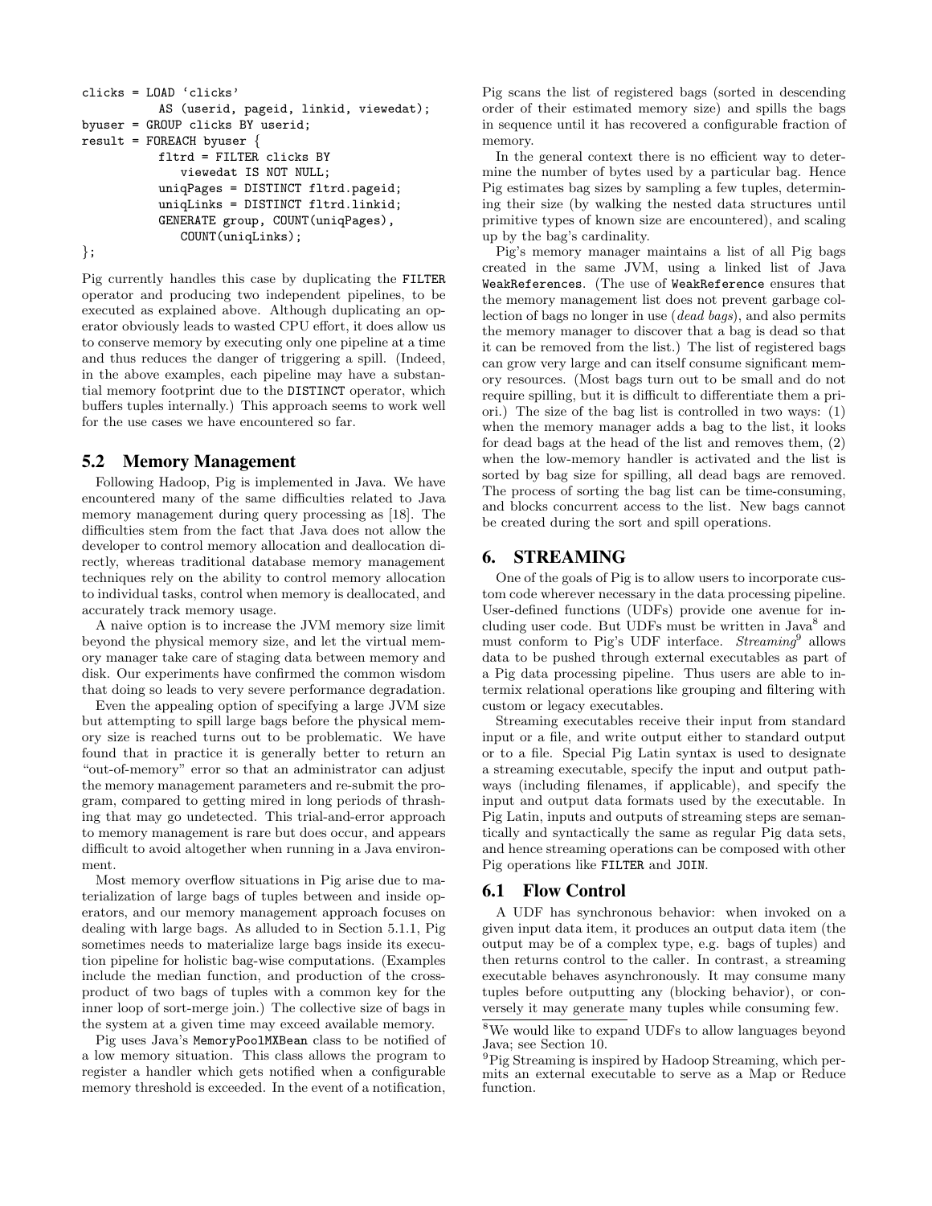```
clicks = LOAD 'clicks'
           AS (userid, pageid, linkid, viewedat);
byuser = GROUP clicks BY userid;
result = FOREACH byuser {
           fltrd = FILTER clicks BY
              viewedat IS NOT NULL;
           uniqPages = DISTINCT fltrd.pageid;
           uniqLinks = DISTINCT fltrd.linkid;
           GENERATE group, COUNT(uniqPages),
              COUNT(uniqLinks);
};
```

Pig currently handles this case by duplicating the FILTER operator and producing two independent pipelines, to be executed as explained above. Although duplicating an operator obviously leads to wasted CPU effort, it does allow us to conserve memory by executing only one pipeline at a time and thus reduces the danger of triggering a spill. (Indeed, in the above examples, each pipeline may have a substantial memory footprint due to the DISTINCT operator, which buffers tuples internally.) This approach seems to work well for the use cases we have encountered so far.

## 5.2 Memory Management

Following Hadoop, Pig is implemented in Java. We have encountered many of the same difficulties related to Java memory management during query processing as [18]. The difficulties stem from the fact that Java does not allow the developer to control memory allocation and deallocation directly, whereas traditional database memory management techniques rely on the ability to control memory allocation to individual tasks, control when memory is deallocated, and accurately track memory usage.

A naive option is to increase the JVM memory size limit beyond the physical memory size, and let the virtual memory manager take care of staging data between memory and disk. Our experiments have confirmed the common wisdom that doing so leads to very severe performance degradation.

Even the appealing option of specifying a large JVM size but attempting to spill large bags before the physical memory size is reached turns out to be problematic. We have found that in practice it is generally better to return an "out-of-memory" error so that an administrator can adjust the memory management parameters and re-submit the program, compared to getting mired in long periods of thrashing that may go undetected. This trial-and-error approach to memory management is rare but does occur, and appears difficult to avoid altogether when running in a Java environment.

Most memory overflow situations in Pig arise due to materialization of large bags of tuples between and inside operators, and our memory management approach focuses on dealing with large bags. As alluded to in Section 5.1.1, Pig sometimes needs to materialize large bags inside its execution pipeline for holistic bag-wise computations. (Examples include the median function, and production of the cross-product of two bags of tuples with a common key for the inner loop of sort-merge join.) The collective size of bags in the system at a given time may exceed available memory.

Pig uses Java's MemoryPoolMXBean class to be notified of a low memory situation. This class allows the program to register a handler which gets notified when a configurable memory threshold is exceeded. In the event of a notification, Pig scans the list of registered bags (sorted in descending order of their estimated memory size) and spills the bags in sequence until it has recovered a configurable fraction of memory.

In the general context there is no efficient way to determine the number of bytes used by a particular bag. Hence Pig estimates bag sizes by sampling a few tuples, determining their size (by walking the nested data structures until primitive types of known size are encountered), and scaling up by the bag's cardinality.

Pig's memory manager maintains a list of all Pig bags created in the same JVM, using a linked list of Java WeakReferences. (The use of WeakReference ensures that the memory management list does not prevent garbage collection of bags no longer in use (*dead bags*), and also permits the memory manager to discover that a bag is dead so that it can be removed from the list.) The list of registered bags can grow very large and can itself consume significant memory resources. (Most bags turn out to be small and do not require spilling, but it is difficult to differentiate them a priori.) The size of the bag list is controlled in two ways: (1) when the memory manager adds a bag to the list, it looks for dead bags at the head of the list and removes them, (2) when the low-memory handler is activated and the list is sorted by bag size for spilling, all dead bags are removed. The process of sorting the bag list can be time-consuming, and blocks concurrent access to the list. New bags cannot be created during the sort and spill operations.

# 6. STREAMING

One of the goals of Pig is to allow users to incorporate custom code wherever necessary in the data processing pipeline. User-defined functions (UDFs) provide one avenue for including user code. But UDFs must be written in Java[8] and must conform to Pig's UDF interface. *Streaming*[9] allows data to be pushed through external executables as part of a Pig data processing pipeline. Thus users are able to intermix relational operations like grouping and filtering with custom or legacy executables.

Streaming executables receive their input from standard input or a file, and write output either to standard output or to a file. Special Pig Latin syntax is used to designate a streaming executable, specify the input and output pathways (including filenames, if applicable), and specify the input and output data formats used by the executable. In Pig Latin, inputs and outputs of streaming steps are semantically and syntactically the same as regular Pig data sets, and hence streaming operations can be composed with other Pig operations like FILTER and JOIN.

## 6.1 Flow Control

A UDF has synchronous behavior: when invoked on a given input data item, it produces an output data item (the output may be of a complex type, e.g. bags of tuples) and then returns control to the caller. In contrast, a streaming executable behaves asynchronously. It may consume many tuples before outputting any (blocking behavior), or conversely it may generate many tuples while consuming few.

[8] We would like to expand UDFs to allow languages beyond Java; see Section 10.

[9] Pig Streaming is inspired by Hadoop Streaming, which permits an external executable to serve as a Map or Reduce function.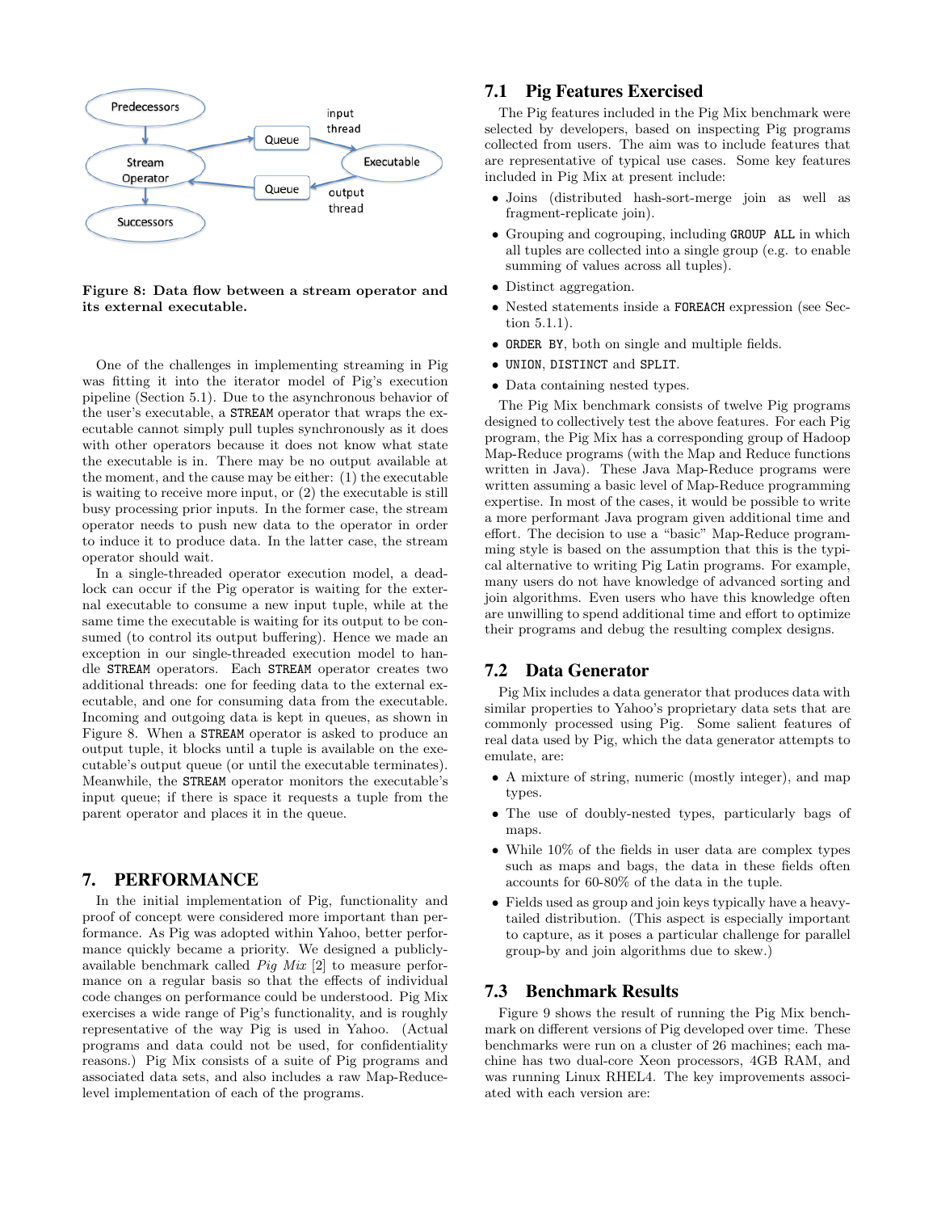Predecessors

Stream Operator

Successors

Queue

Queue

input thread

output thread

Executable

**Figure 8: Data flow between a stream operator and its external executable.**

One of the challenges in implementing streaming in Pig was fitting it into the iterator model of Pig's execution pipeline (Section 5.1). Due to the asynchronous behavior of the user's executable, a `STREAM` operator that wraps the executable cannot simply pull tuples synchronously as it does with other operators because it does not know what state the executable is in. There may be no output available at the moment, and the cause may be either: (1) the executable is waiting to receive more input, or (2) the executable is still busy processing prior inputs. In the former case, the stream operator needs to push new data to the operator in order to induce it to produce data. In the latter case, the stream operator should wait.

In a single-threaded operator execution model, a deadlock can occur if the Pig operator is waiting for the external executable to consume a new input tuple, while at the same time the executable is waiting for its output to be consumed (to control its output buffering). Hence we made an exception in our single-threaded execution model to handle `STREAM` operators. Each `STREAM` operator creates two additional threads: one for feeding data to the external executable, and one for consuming data from the executable. Incoming and outgoing data is kept in queues, as shown in Figure 8. When a `STREAM` operator is asked to produce an output tuple, it blocks until a tuple is available on the executable's output queue (or until the executable terminates). Meanwhile, the `STREAM` operator monitors the executable's input queue; if there is space it requests a tuple from the parent operator and places it in the queue.

# 7. PERFORMANCE

In the initial implementation of Pig, functionality and proof of concept were considered more important than performance. As Pig was adopted within Yahoo, better performance quickly became a priority. We designed a publicly-available benchmark called *Pig Mix* [2] to measure performance on a regular basis so that the effects of individual code changes on performance could be understood. Pig Mix exercises a wide range of Pig's functionality, and is roughly representative of the way Pig is used in Yahoo. (Actual programs and data could not be used, for confidentiality reasons.) Pig Mix consists of a suite of Pig programs and associated data sets, and also includes a raw Map-Reduce-level implementation of each of the programs.

## 7.1 Pig Features Exercised

The Pig features included in the Pig Mix benchmark were selected by developers, based on inspecting Pig programs collected from users. The aim was to include features that are representative of typical use cases. Some key features included in Pig Mix at present include:

- Joins (distributed hash-sort-merge join as well as fragment-replicate join).
- Grouping and cogrouping, including `GROUP ALL` in which all tuples are collected into a single group (e.g. to enable summing of values across all tuples).
- Distinct aggregation.
- Nested statements inside a `FOREACH` expression (see Section 5.1.1).
- `ORDER BY`, both on single and multiple fields.
- `UNION`, `DISTINCT` and `SPLIT`.
- Data containing nested types.

The Pig Mix benchmark consists of twelve Pig programs designed to collectively test the above features. For each Pig program, the Pig Mix has a corresponding group of Hadoop Map-Reduce programs (with the Map and Reduce functions written in Java). These Java Map-Reduce programs were written assuming a basic level of Map-Reduce programming expertise. In most of the cases, it would be possible to write a more performant Java program given additional time and effort. The decision to use a "basic" Map-Reduce programming style is based on the assumption that this is the typical alternative to writing Pig Latin programs. For example, many users do not have knowledge of advanced sorting and join algorithms. Even users who have this knowledge often are unwilling to spend additional time and effort to optimize their programs and debug the resulting complex designs.

## 7.2 Data Generator

Pig Mix includes a data generator that produces data with similar properties to Yahoo's proprietary data sets that are commonly processed using Pig. Some salient features of real data used by Pig, which the data generator attempts to emulate, are:

- A mixture of string, numeric (mostly integer), and map types.
- The use of doubly-nested types, particularly bags of maps.
- While 10% of the fields in user data are complex types such as maps and bags, the data in these fields often accounts for 60-80% of the data in the tuple.
- Fields used as group and join keys typically have a heavy-tailed distribution. (This aspect is especially important to capture, as it poses a particular challenge for parallel group-by and join algorithms due to skew.)

## 7.3 Benchmark Results

Figure 9 shows the result of running the Pig Mix benchmark on different versions of Pig developed over time. These benchmarks were run on a cluster of 26 machines; each machine has two dual-core Xeon processors, 4GB RAM, and was running Linux RHEL4. The key improvements associated with each version are: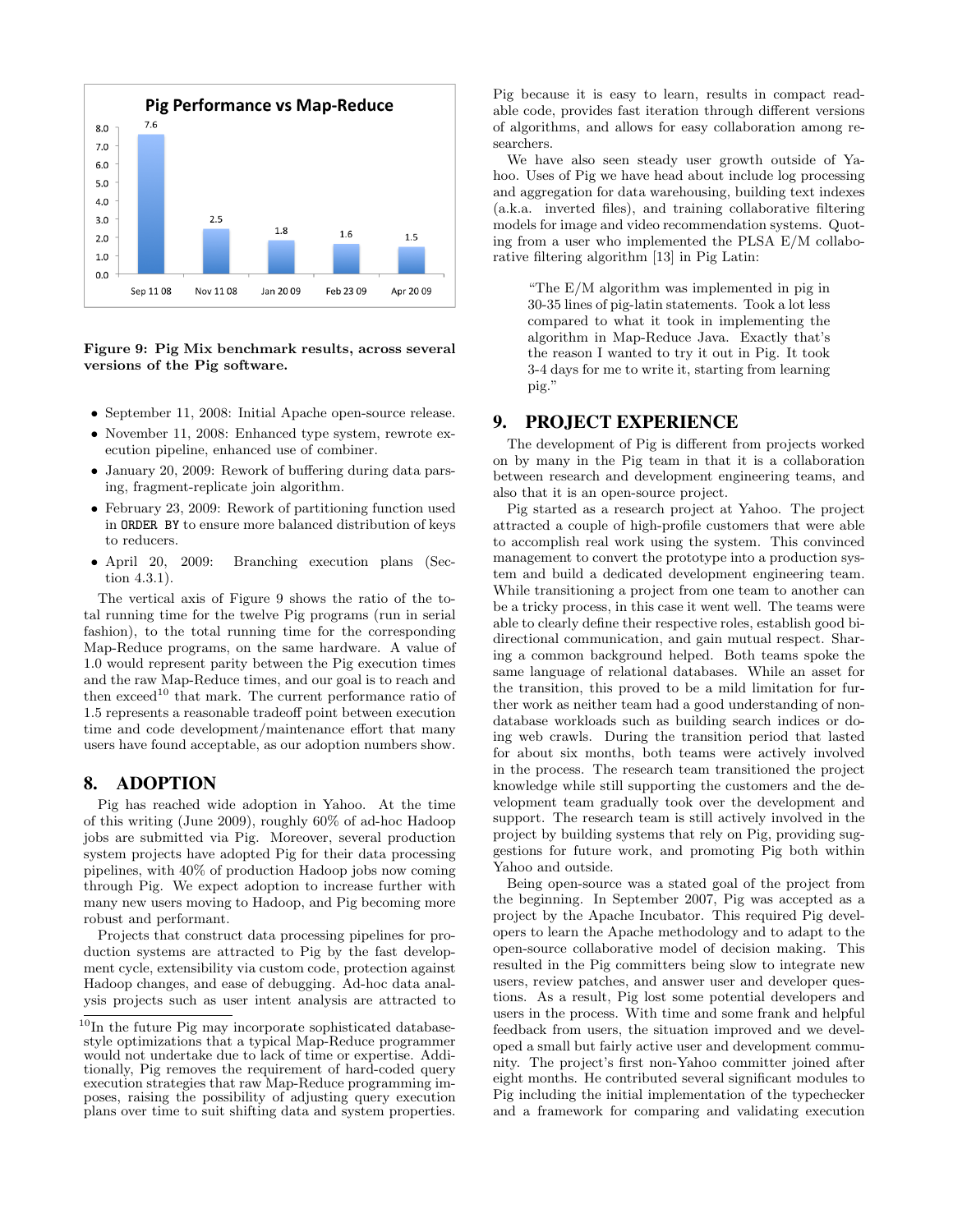Pig Performance vs Map-Reduce

8.0
7.0
6.0
5.0
4.0
3.0
2.0
1.0
0.0

7.6
2.5
1.8
1.6
1.5

Sep 11 08
Nov 11 08
Jan 20 09
Feb 23 09
Apr 20 09

**Figure 9: Pig Mix benchmark results, across several versions of the Pig software.**

- September 11, 2008: Initial Apache open-source release.
- November 11, 2008: Enhanced type system, rewrote execution pipeline, enhanced use of combiner.
- January 20, 2009: Rework of buffering during data parsing, fragment-replicate join algorithm.
- February 23, 2009: Rework of partitioning function used in ORDER BY to ensure more balanced distribution of keys to reducers.
- April 20, 2009: Branching execution plans (Section 4.3.1).

The vertical axis of Figure 9 shows the ratio of the total running time for the twelve Pig programs (run in serial fashion), to the total running time for the corresponding Map-Reduce programs, on the same hardware. A value of 1.0 would represent parity between the Pig execution times and the raw Map-Reduce times, and our goal is to reach and then exceed[10] that mark. The current performance ratio of 1.5 represents a reasonable tradeoff point between execution time and code development/maintenance effort that many users have found acceptable, as our adoption numbers show.

## 8. ADOPTION

Pig has reached wide adoption in Yahoo. At the time of this writing (June 2009), roughly 60% of ad-hoc Hadoop jobs are submitted via Pig. Moreover, several production system projects have adopted Pig for their data processing pipelines, with 40% of production Hadoop jobs now coming through Pig. We expect adoption to increase further with many new users moving to Hadoop, and Pig becoming more robust and performant.

Projects that construct data processing pipelines for production systems are attracted to Pig by the fast development cycle, extensibility via custom code, protection against Hadoop changes, and ease of debugging. Ad-hoc data analysis projects such as user intent analysis are attracted to Pig because it is easy to learn, results in compact readable code, provides fast iteration through different versions of algorithms, and allows for easy collaboration among researchers.

We have also seen steady user growth outside of Yahoo. Uses of Pig we have head about include log processing and aggregation for data warehousing, building text indexes (a.k.a. inverted files), and training collaborative filtering models for image and video recommendation systems. Quoting from a user who implemented the PLSA E/M collaborative filtering algorithm [13] in Pig Latin:

> "The E/M algorithm was implemented in pig in 30-35 lines of pig-latin statements. Took a lot less compared to what it took in implementing the algorithm in Map-Reduce Java. Exactly that's the reason I wanted to try it out in Pig. It took 3-4 days for me to write it, starting from learning pig."

## 9. PROJECT EXPERIENCE

The development of Pig is different from projects worked on by many in the Pig team in that it is a collaboration between research and development engineering teams, and also that it is an open-source project.

Pig started as a research project at Yahoo. The project attracted a couple of high-profile customers that were able to accomplish real work using the system. This convinced management to convert the prototype into a production system and build a dedicated development engineering team. While transitioning a project from one team to another can be a tricky process, in this case it went well. The teams were able to clearly define their respective roles, establish good bi-directional communication, and gain mutual respect. Sharing a common background helped. Both teams spoke the same language of relational databases. While an asset for the transition, this proved to be a mild limitation for further work as neither team had a good understanding of non-database workloads such as building search indices or doing web crawls. During the transition period that lasted for about six months, both teams were actively involved in the process. The research team transitioned the project knowledge while still supporting the customers and the development team gradually took over the development and support. The research team is still actively involved in the project by building systems that rely on Pig, providing suggestions for future work, and promoting Pig both within Yahoo and outside.

Being open-source was a stated goal of the project from the beginning. In September 2007, Pig was accepted as a project by the Apache Incubator. This required Pig developers to learn the Apache methodology and to adapt to the open-source collaborative model of decision making. This resulted in the Pig committers being slow to integrate new users, review patches, and answer user and developer questions. As a result, Pig lost some potential developers and users in the process. With time and some frank and helpful feedback from users, the situation improved and we developed a small but fairly active user and development community. The project's first non-Yahoo committer joined after eight months. He contributed several significant modules to Pig including the initial implementation of the typechecker and a framework for comparing and validating execution

---

[10] In the future Pig may incorporate sophisticated database-style optimizations that a typical Map-Reduce programmer would not undertake due to lack of time or expertise. Additionally, Pig removes the requirement of hard-coded query execution strategies that raw Map-Reduce programming imposes, raising the possibility of adjusting query execution plans over time to suit shifting data and system properties.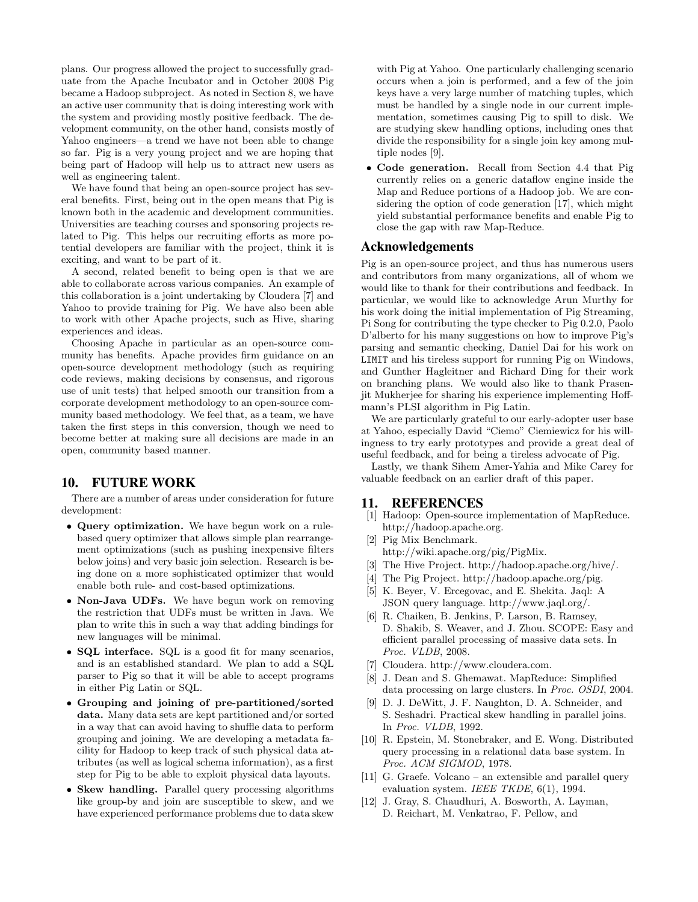plans. Our progress allowed the project to successfully graduate from the Apache Incubator and in October 2008 Pig became a Hadoop subproject. As noted in Section 8, we have an active user community that is doing interesting work with the system and providing mostly positive feedback. The development community, on the other hand, consists mostly of Yahoo engineers—a trend we have not been able to change so far. Pig is a very young project and we are hoping that being part of Hadoop will help us to attract new users as well as engineering talent.

We have found that being an open-source project has several benefits. First, being out in the open means that Pig is known both in the academic and development communities. Universities are teaching courses and sponsoring projects related to Pig. This helps our recruiting efforts as more potential developers are familiar with the project, think it is exciting, and want to be part of it.

A second, related benefit to being open is that we are able to collaborate across various companies. An example of this collaboration is a joint undertaking by Cloudera [7] and Yahoo to provide training for Pig. We have also been able to work with other Apache projects, such as Hive, sharing experiences and ideas.

Choosing Apache in particular as an open-source community has benefits. Apache provides firm guidance on an open-source development methodology (such as requiring code reviews, making decisions by consensus, and rigorous use of unit tests) that helped smooth our transition from a corporate development methodology to an open-source community based methodology. We feel that, as a team, we have taken the first steps in this conversion, though we need to become better at making sure all decisions are made in an open, community based manner.

## 10. FUTURE WORK

There are a number of areas under consideration for future development:

- **Query optimization.** We have begun work on a rule-based query optimizer that allows simple plan rearrangement optimizations (such as pushing inexpensive filters below joins) and very basic join selection. Research is being done on a more sophisticated optimizer that would enable both rule- and cost-based optimizations.
- **Non-Java UDFs.** We have begun work on removing the restriction that UDFs must be written in Java. We plan to write this in such a way that adding bindings for new languages will be minimal.
- **SQL interface.** SQL is a good fit for many scenarios, and is an established standard. We plan to add a SQL parser to Pig so that it will be able to accept programs in either Pig Latin or SQL.
- **Grouping and joining of pre-partitioned/sorted data.** Many data sets are kept partitioned and/or sorted in a way that can avoid having to shuffle data to perform grouping and joining. We are developing a metadata facility for Hadoop to keep track of such physical data attributes (as well as logical schema information), as a first step for Pig to be able to exploit physical data layouts.
- **Skew handling.** Parallel query processing algorithms like group-by and join are susceptible to skew, and we have experienced performance problems due to data skew with Pig at Yahoo. One particularly challenging scenario occurs when a join is performed, and a few of the join keys have a very large number of matching tuples, which must be handled by a single node in our current implementation, sometimes causing Pig to spill to disk. We are studying skew handling options, including ones that divide the responsibility for a single join key among multiple nodes [9].
- **Code generation.** Recall from Section 4.4 that Pig currently relies on a generic dataflow engine inside the Map and Reduce portions of a Hadoop job. We are considering the option of code generation [17], which might yield substantial performance benefits and enable Pig to close the gap with raw Map-Reduce.

## Acknowledgements

Pig is an open-source project, and thus has numerous users and contributors from many organizations, all of whom we would like to thank for their contributions and feedback. In particular, we would like to acknowledge Arun Murthy for his work doing the initial implementation of Pig Streaming, Pi Song for contributing the type checker to Pig 0.2.0, Paolo D'alberto for his many suggestions on how to improve Pig's parsing and semantic checking, Daniel Dai for his work on `LIMIT` and his tireless support for running Pig on Windows, and Gunther Hagleitner and Richard Ding for their work on branching plans. We would also like to thank Prasenjit Mukherjee for sharing his experience implementing Hoffmann's PLSI algorithm in Pig Latin.

We are particularly grateful to our early-adopter user base at Yahoo, especially David "Ciemo" Ciemiewicz for his willingness to try early prototypes and provide a great deal of useful feedback, and for being a tireless advocate of Pig.

Lastly, we thank Sihem Amer-Yahia and Mike Carey for valuable feedback on an earlier draft of this paper.

## 11. REFERENCES

[1] Hadoop: Open-source implementation of MapReduce. http://hadoop.apache.org.

[2] Pig Mix Benchmark. http://wiki.apache.org/pig/PigMix.

[3] The Hive Project. http://hadoop.apache.org/hive/.

[4] The Pig Project. http://hadoop.apache.org/pig.

[5] K. Beyer, V. Ercegovac, and E. Shekita. Jaql: A JSON query language. http://www.jaql.org/.

[6] R. Chaiken, B. Jenkins, P. Larson, B. Ramsey, D. Shakib, S. Weaver, and J. Zhou. SCOPE: Easy and efficient parallel processing of massive data sets. In *Proc. VLDB*, 2008.

[7] Cloudera. http://www.cloudera.com.

[8] J. Dean and S. Ghemawat. MapReduce: Simplified data processing on large clusters. In *Proc. OSDI*, 2004.

[9] D. J. DeWitt, J. F. Naughton, D. A. Schneider, and S. Seshadri. Practical skew handling in parallel joins. In *Proc. VLDB*, 1992.

[10] R. Epstein, M. Stonebraker, and E. Wong. Distributed query processing in a relational data base system. In *Proc. ACM SIGMOD*, 1978.

[11] G. Graefe. Volcano – an extensible and parallel query evaluation system. *IEEE TKDE*, 6(1), 1994.

[12] J. Gray, S. Chaudhuri, A. Bosworth, A. Layman, D. Reichart, M. Venkatrao, F. Pellow, and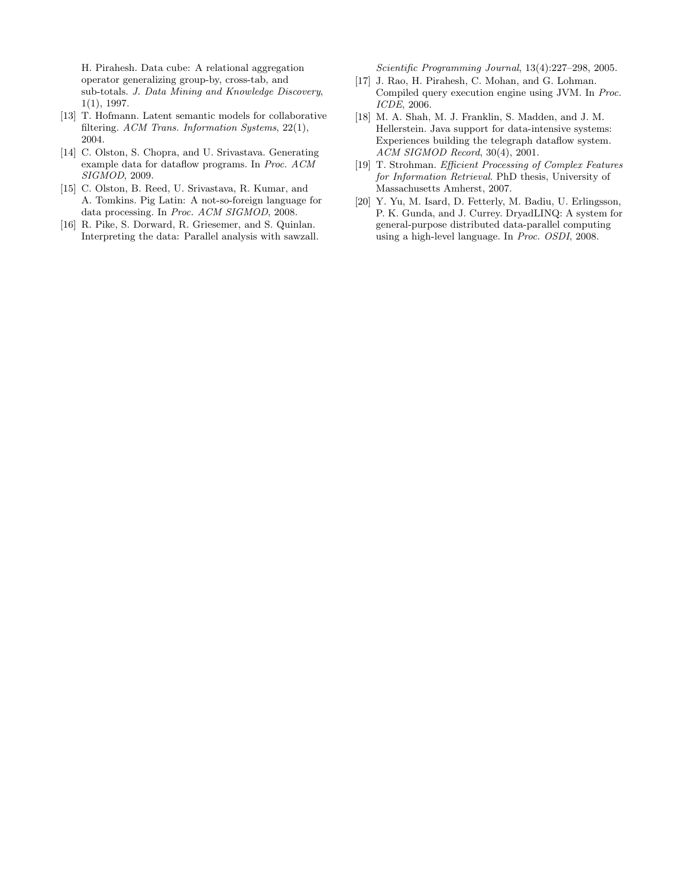H. Pirahesh. Data cube: A relational aggregation operator generalizing group-by, cross-tab, and sub-totals. *J. Data Mining and Knowledge Discovery*, 1(1), 1997.

[13] T. Hofmann. Latent semantic models for collaborative filtering. *ACM Trans. Information Systems*, 22(1), 2004.

[14] C. Olston, S. Chopra, and U. Srivastava. Generating example data for dataflow programs. In *Proc. ACM SIGMOD*, 2009.

[15] C. Olston, B. Reed, U. Srivastava, R. Kumar, and A. Tomkins. Pig Latin: A not-so-foreign language for data processing. In *Proc. ACM SIGMOD*, 2008.

[16] R. Pike, S. Dorward, R. Griesemer, and S. Quinlan. Interpreting the data: Parallel analysis with sawzall. *Scientific Programming Journal*, 13(4):227–298, 2005.

[17] J. Rao, H. Pirahesh, C. Mohan, and G. Lohman. Compiled query execution engine using JVM. In *Proc. ICDE*, 2006.

[18] M. A. Shah, M. J. Franklin, S. Madden, and J. M. Hellerstein. Java support for data-intensive systems: Experiences building the telegraph dataflow system. *ACM SIGMOD Record*, 30(4), 2001.

[19] T. Strohman. *Efficient Processing of Complex Features for Information Retrieval*. PhD thesis, University of Massachusetts Amherst, 2007.

[20] Y. Yu, M. Isard, D. Fetterly, M. Badiu, U. Erlingsson, P. K. Gunda, and J. Currey. DryadLINQ: A system for general-purpose distributed data-parallel computing using a high-level language. In *Proc. OSDI*, 2008.